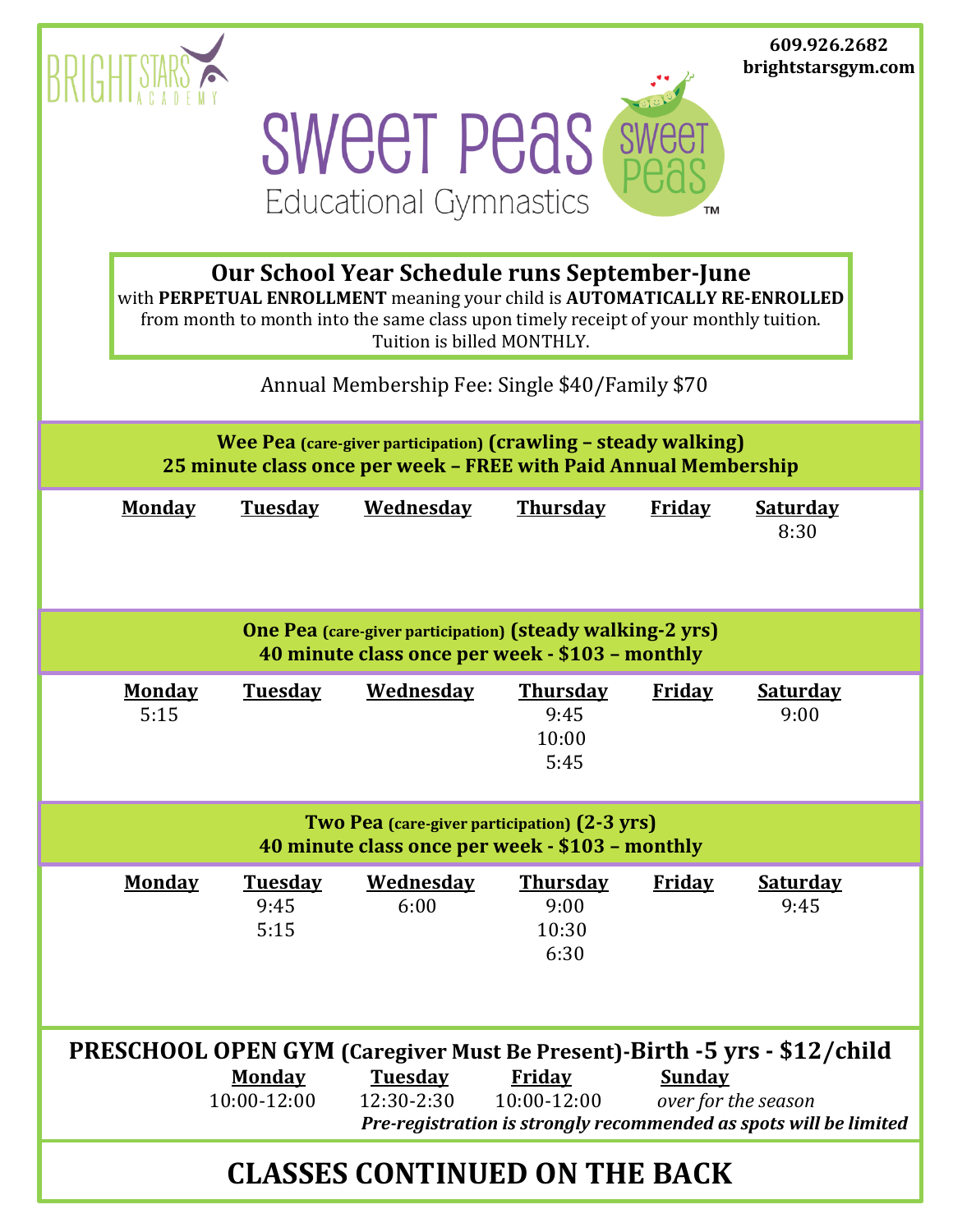609.926.2682
brightstarsgym.com

BRIGHT STARS ACADEMY

# Sweet Peas
## Educational Gymnastics

**Our School Year Schedule runs September-June**
with **PERPETUAL ENROLLMENT** meaning your child is **AUTOMATICALLY RE-ENROLLED** from month to month into the same class upon timely receipt of your monthly tuition. Tuition is billed MONTHLY.

Annual Membership Fee: Single $40/Family $70

### Wee Pea (care-giver participation) (crawling – steady walking)
**25 minute class once per week – FREE with Paid Annual Membership**

| Monday | Tuesday | Wednesday | Thursday | Friday | Saturday |
|---|---|---|---|---|---|
| | | | | | 8:30 |

### One Pea (care-giver participation) (steady walking-2 yrs)
**40 minute class once per week - $103 – monthly**

| Monday | Tuesday | Wednesday | Thursday | Friday | Saturday |
|---|---|---|---|---|---|
| 5:15 | | | 9:45 | | 9:00 |
| | | | 10:00 | | |
| | | | 5:45 | | |

### Two Pea (care-giver participation) (2-3 yrs)
**40 minute class once per week - $103 – monthly**

| Monday | Tuesday | Wednesday | Thursday | Friday | Saturday |
|---|---|---|---|---|---|
| | 9:45 | 6:00 | 9:00 | | 9:45 |
| | 5:15 | | 10:30 | | |
| | | | 6:30 | | |

### PRESCHOOL OPEN GYM (Caregiver Must Be Present)-Birth -5 yrs - $12/child

| Monday | Tuesday | Friday | Sunday |
|---|---|---|---|
| 10:00-12:00 | 12:30-2:30 | 10:00-12:00 | *over for the season* |

***Pre-registration is strongly recommended as spots will be limited***

## CLASSES CONTINUED ON THE BACK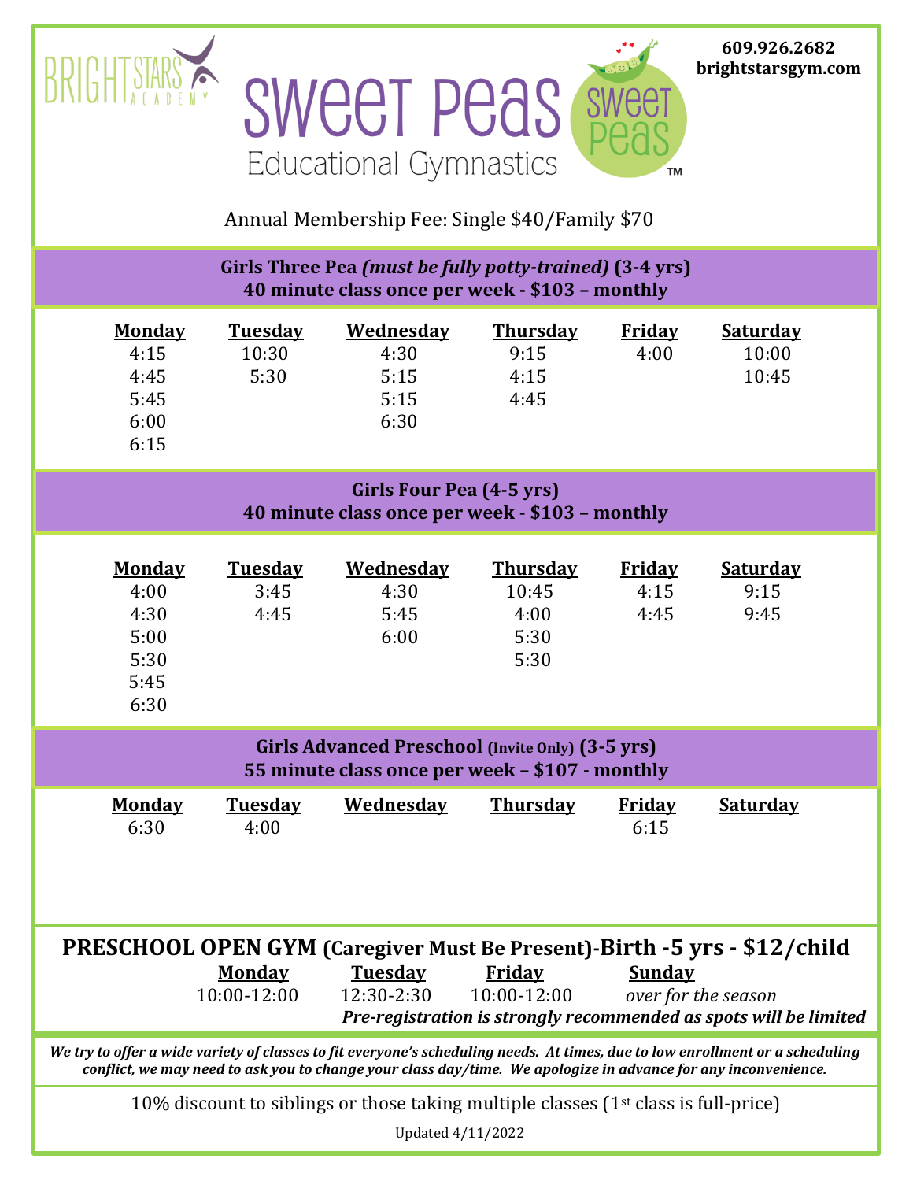BRIGHT STARS ACADEMY

# Sweet Peas Educational Gymnastics

Sweet Peas™

**609.926.2682**
**brightstarsgym.com**

Annual Membership Fee: Single $40/Family $70

## Girls Three Pea *(must be fully potty-trained)* (3-4 yrs)
**40 minute class once per week - $103 – monthly**

| Monday | Tuesday | Wednesday | Thursday | Friday | Saturday |
|---|---|---|---|---|---|
| 4:15 | 10:30 | 4:30 | 9:15 | 4:00 | 10:00 |
| 4:45 | 5:30 | 5:15 | 4:15 | | 10:45 |
| 5:45 | | 5:15 | 4:45 | | |
| 6:00 | | 6:30 | | | |
| 6:15 | | | | | |

## Girls Four Pea (4-5 yrs)
**40 minute class once per week - $103 – monthly**

| Monday | Tuesday | Wednesday | Thursday | Friday | Saturday |
|---|---|---|---|---|---|
| 4:00 | 3:45 | 4:30 | 10:45 | 4:15 | 9:15 |
| 4:30 | 4:45 | 5:45 | 4:00 | 4:45 | 9:45 |
| 5:00 | | 6:00 | 5:30 | | |
| 5:30 | | | 5:30 | | |
| 5:45 | | | | | |
| 6:30 | | | | | |

## Girls Advanced Preschool (Invite Only) (3-5 yrs)
**55 minute class once per week – $107 - monthly**

| Monday | Tuesday | Wednesday | Thursday | Friday | Saturday |
|---|---|---|---|---|---|
| 6:30 | 4:00 | | | 6:15 | |

## PRESCHOOL OPEN GYM (Caregiver Must Be Present)-Birth -5 yrs - $12/child

| Monday | Tuesday | Friday | Sunday |
|---|---|---|---|
| 10:00-12:00 | 12:30-2:30 | 10:00-12:00 | *over for the season* |

***Pre-registration is strongly recommended as spots will be limited***

***We try to offer a wide variety of classes to fit everyone's scheduling needs. At times, due to low enrollment or a scheduling conflict, we may need to ask you to change your class day/time. We apologize in advance for any inconvenience.***

10% discount to siblings or those taking multiple classes (1st class is full-price)

Updated 4/11/2022